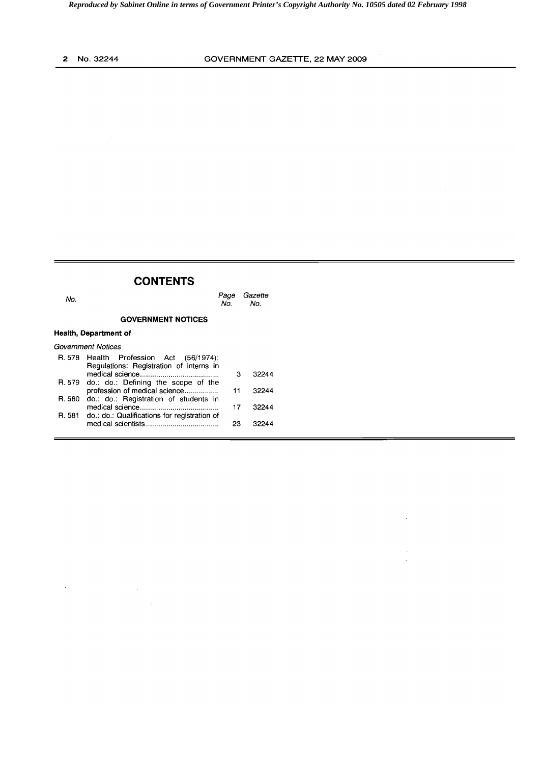## CONTENTS

| No. | | Page No. | Gazette No. |
|---|---|---|---|
| | **GOVERNMENT NOTICES** | | |
| **Health, Department of** | | | |
| *Government Notices* | | | |
| R. 578 | Health Profession Act (56/1974): Regulations: Registration of interns in medical science | 3 | 32244 |
| R. 579 | do.: do.: Defining the scope of the profession of medical science | 11 | 32244 |
| R. 580 | do.: do.: Registration of students in medical science | 17 | 32244 |
| R. 581 | do.: do.: Qualifications for registration of medical scientists | 23 | 32244 |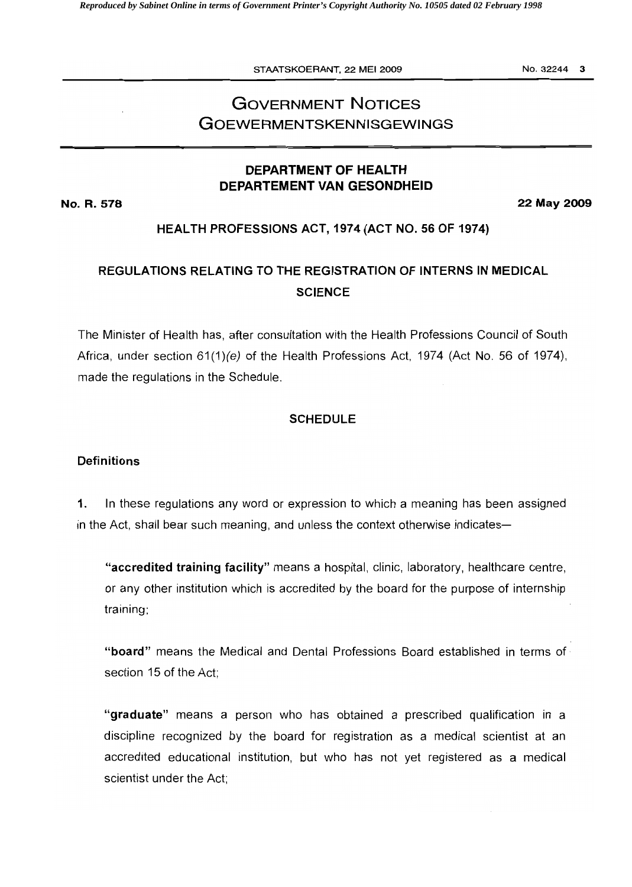# GOVERNMENT NOTICES
# GOEWERMENTSKENNISGEWINGS

## DEPARTMENT OF HEALTH
## DEPARTEMENT VAN GESONDHEID

**No. R. 578** **22 May 2009**

### HEALTH PROFESSIONS ACT, 1974 (ACT NO. 56 OF 1974)

### REGULATIONS RELATING TO THE REGISTRATION OF INTERNS IN MEDICAL SCIENCE

The Minister of Health has, after consultation with the Health Professions Council of South Africa, under section 61(1)*(e)* of the Health Professions Act, 1974 (Act No. 56 of 1974), made the regulations in the Schedule.

### SCHEDULE

**Definitions**

**1.** In these regulations any word or expression to which a meaning has been assigned in the Act, shall bear such meaning, and unless the context otherwise indicates—

> **"accredited training facility"** means a hospital, clinic, laboratory, healthcare centre, or any other institution which is accredited by the board for the purpose of internship training;
>
> **"board"** means the Medical and Dental Professions Board established in terms of section 15 of the Act;
>
> **"graduate"** means a person who has obtained a prescribed qualification in a discipline recognized by the board for registration as a medical scientist at an accredited educational institution, but who has not yet registered as a medical scientist under the Act;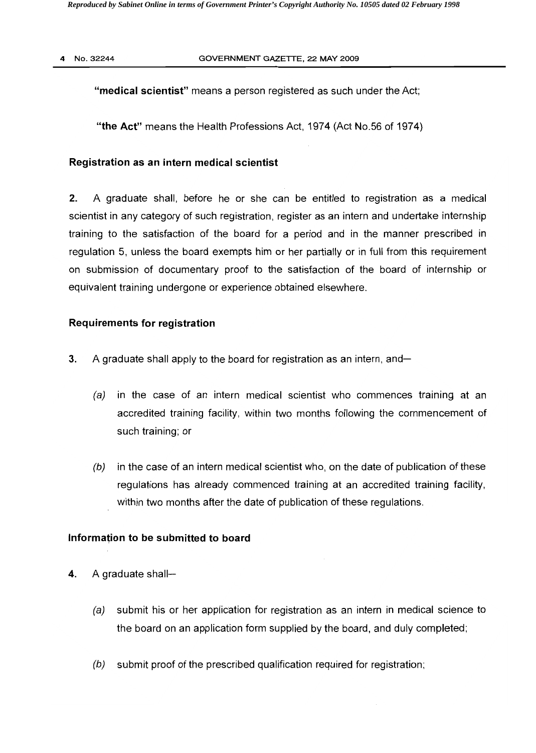"**medical scientist**" means a person registered as such under the Act;

"**the Act**" means the Health Professions Act, 1974 (Act No.56 of 1974)

### Registration as an intern medical scientist

**2.** A graduate shall, before he or she can be entitled to registration as a medical scientist in any category of such registration, register as an intern and undertake internship training to the satisfaction of the board for a period and in the manner prescribed in regulation 5, unless the board exempts him or her partially or in full from this requirement on submission of documentary proof to the satisfaction of the board of internship or equivalent training undergone or experience obtained elsewhere.

### Requirements for registration

**3.** A graduate shall apply to the board for registration as an intern, and—

*(a)* in the case of an intern medical scientist who commences training at an accredited training facility, within two months following the commencement of such training; or

*(b)* in the case of an intern medical scientist who, on the date of publication of these regulations has already commenced training at an accredited training facility, within two months after the date of publication of these regulations.

### Information to be submitted to board

**4.** A graduate shall—

*(a)* submit his or her application for registration as an intern in medical science to the board on an application form supplied by the board, and duly completed;

*(b)* submit proof of the prescribed qualification required for registration;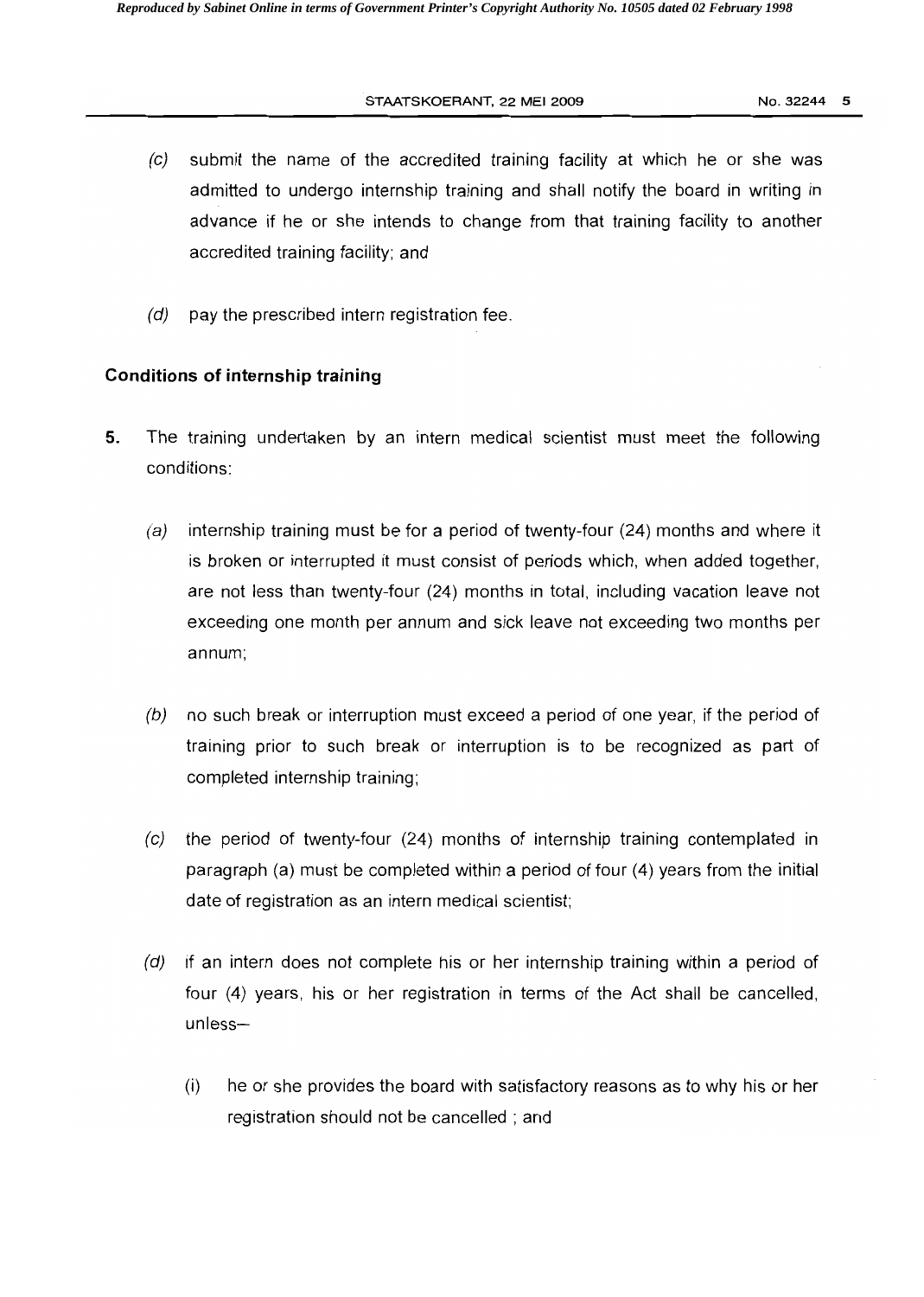(*c*) submit the name of the accredited training facility at which he or she was admitted to undergo internship training and shall notify the board in writing in advance if he or she intends to change from that training facility to another accredited training facility; and

(*d*) pay the prescribed intern registration fee.

### Conditions of internship training

**5.** The training undertaken by an intern medical scientist must meet the following conditions:

(*a*) internship training must be for a period of twenty-four (24) months and where it is broken or interrupted it must consist of periods which, when added together, are not less than twenty-four (24) months in total, including vacation leave not exceeding one month per annum and sick leave not exceeding two months per annum;

(*b*) no such break or interruption must exceed a period of one year, if the period of training prior to such break or interruption is to be recognized as part of completed internship training;

(*c*) the period of twenty-four (24) months of internship training contemplated in paragraph (a) must be completed within a period of four (4) years from the initial date of registration as an intern medical scientist;

(*d*) if an intern does not complete his or her internship training within a period of four (4) years, his or her registration in terms of the Act shall be cancelled, unless—

(i) he or she provides the board with satisfactory reasons as to why his or her registration should not be cancelled ; and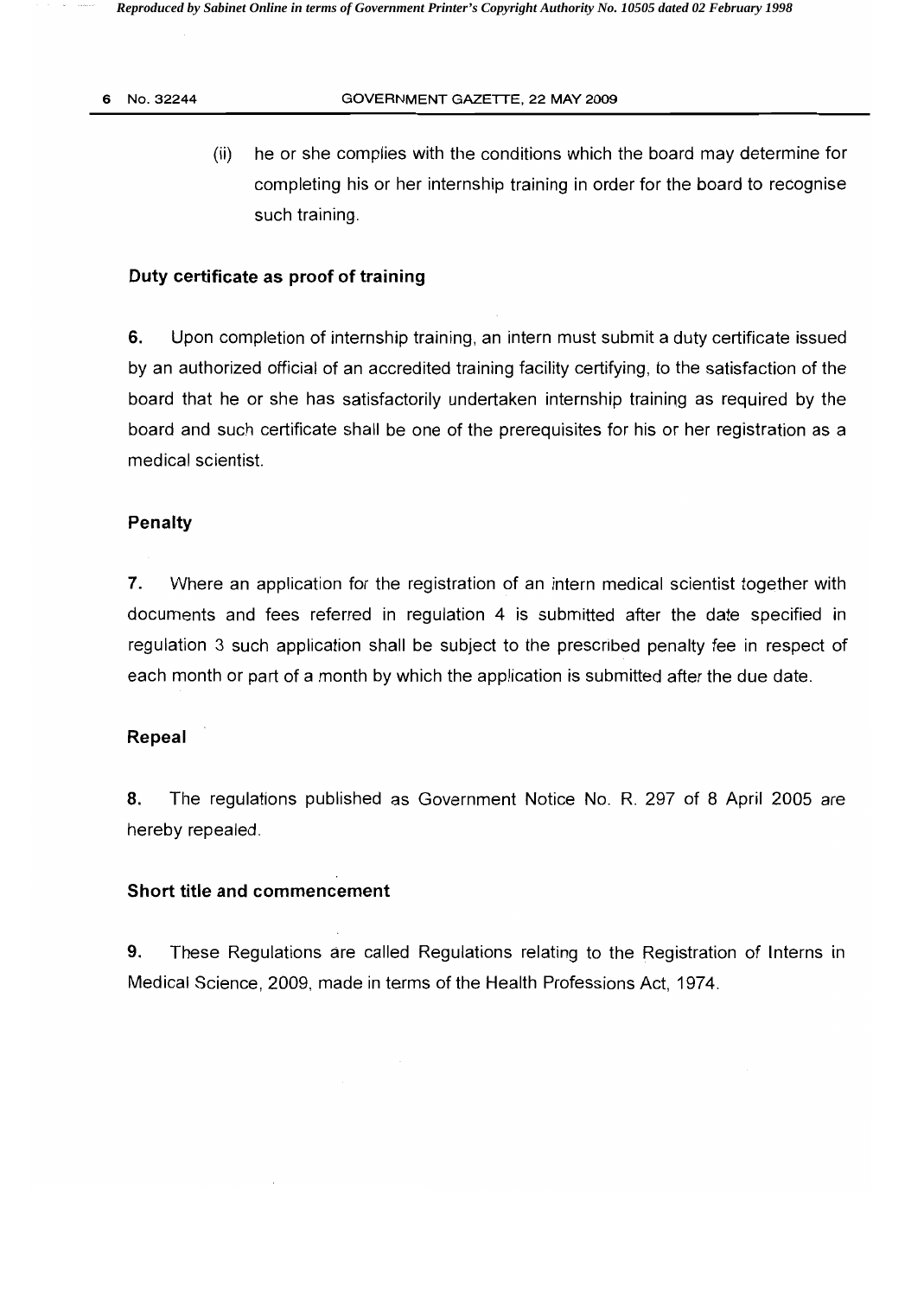(ii) he or she complies with the conditions which the board may determine for completing his or her internship training in order for the board to recognise such training.

**Duty certificate as proof of training**

**6.** Upon completion of internship training, an intern must submit a duty certificate issued by an authorized official of an accredited training facility certifying, to the satisfaction of the board that he or she has satisfactorily undertaken internship training as required by the board and such certificate shall be one of the prerequisites for his or her registration as a medical scientist.

**Penalty**

**7.** Where an application for the registration of an intern medical scientist together with documents and fees referred in regulation 4 is submitted after the date specified in regulation 3 such application shall be subject to the prescribed penalty fee in respect of each month or part of a month by which the application is submitted after the due date.

**Repeal**

**8.** The regulations published as Government Notice No. R. 297 of 8 April 2005 are hereby repealed.

**Short title and commencement**

**9.** These Regulations are called Regulations relating to the Registration of Interns in Medical Science, 2009, made in terms of the Health Professions Act, 1974.